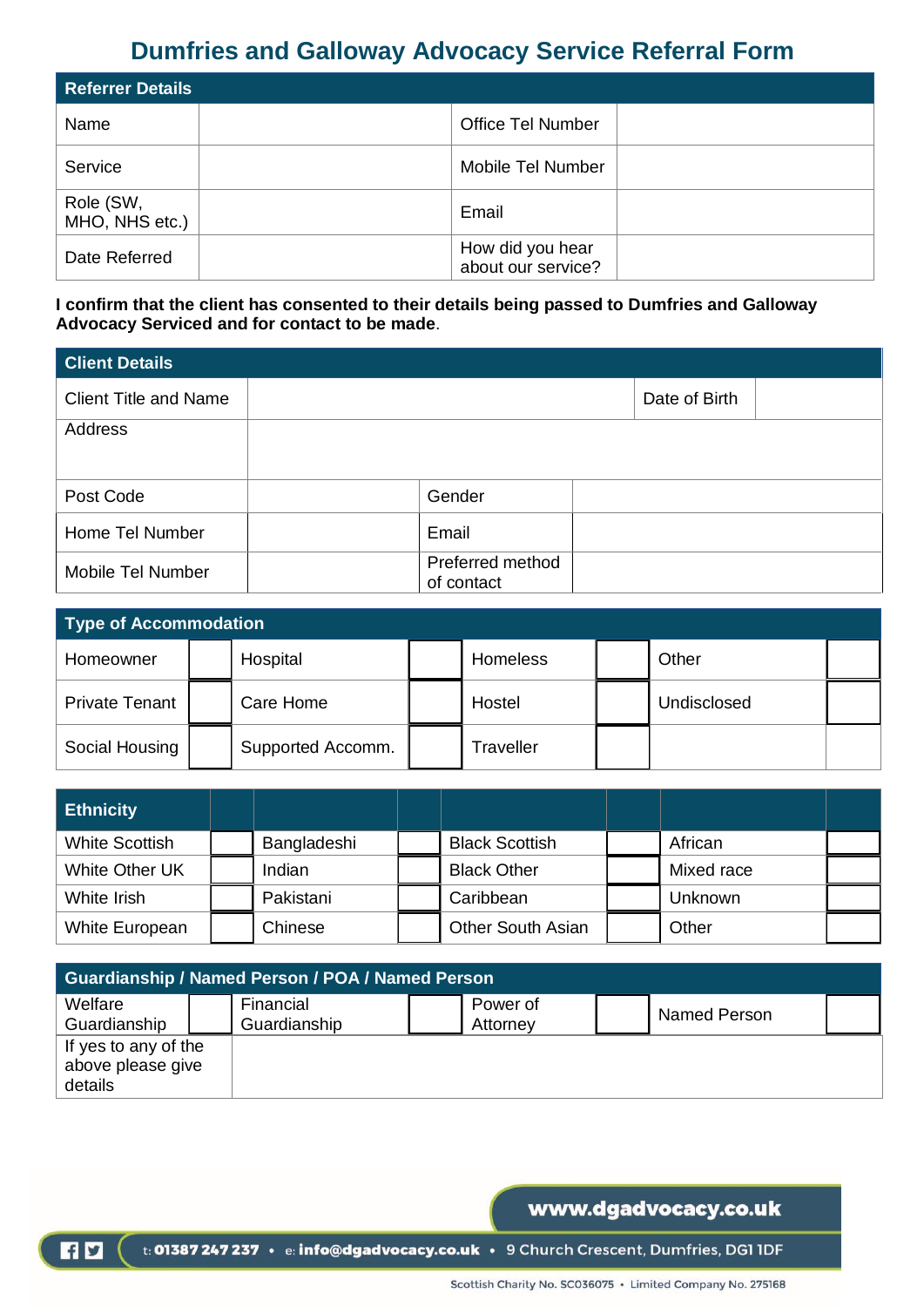# Dumfries and Galloway Advocacy Service Referral Form

| Referrer Details | | | |
|---|---|---|---|
| Name | | Office Tel Number | |
| Service | | Mobile Tel Number | |
| Role (SW, MHO, NHS etc.) | | Email | |
| Date Referred | | How did you hear about our service? | |

**I confirm that the client has consented to their details being passed to Dumfries and Galloway Advocacy Serviced and for contact to be made**.

| Client Details | | | |
|---|---|---|---|
| Client Title and Name | | Date of Birth | |
| Address | | | |
| Post Code | | Gender | |
| Home Tel Number | | Email | |
| Mobile Tel Number | | Preferred method of contact | |

| Type of Accommodation | | | | | | | |
|---|---|---|---|---|---|---|---|
| Homeowner | | Hospital | | Homeless | | Other | |
| Private Tenant | | Care Home | | Hostel | | Undisclosed | |
| Social Housing | | Supported Accomm. | | Traveller | | | |

| Ethnicity | | | | | | | |
|---|---|---|---|---|---|---|---|
| White Scottish | | Bangladeshi | | Black Scottish | | African | |
| White Other UK | | Indian | | Black Other | | Mixed race | |
| White Irish | | Pakistani | | Caribbean | | Unknown | |
| White European | | Chinese | | Other South Asian | | Other | |

| Guardianship / Named Person / POA / Named Person | | | | | | | |
|---|---|---|---|---|---|---|---|
| Welfare Guardianship | | Financial Guardianship | | Power of Attorney | | Named Person | |
| If yes to any of the above please give details | | | | | | | |

www.dgadvocacy.co.uk

t: 01387 247 237 • e: info@dgadvocacy.co.uk • 9 Church Crescent, Dumfries, DG1 1DF

Scottish Charity No. SC036075 • Limited Company No. 275168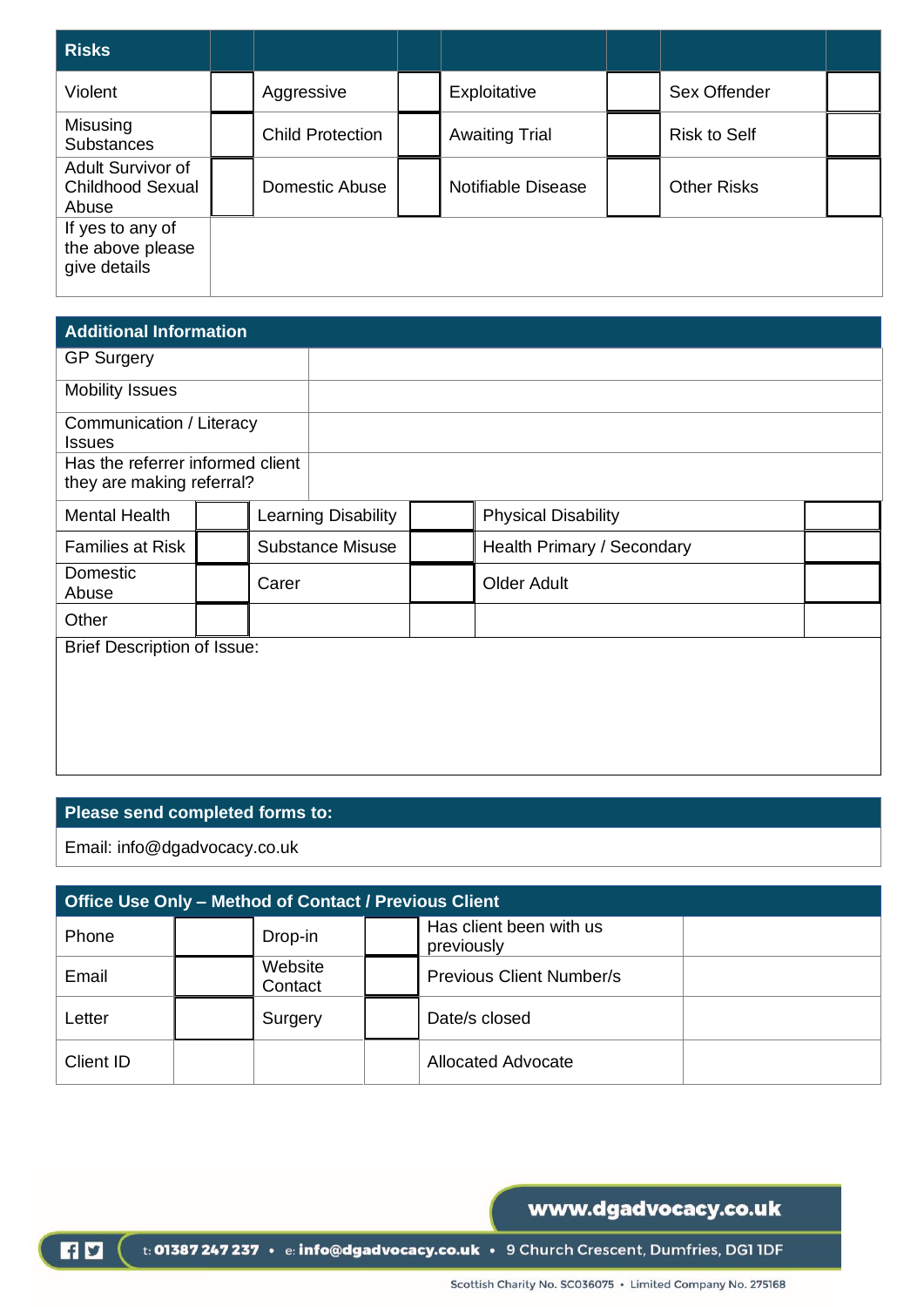| Risks | | | | | | | |
|---|---|---|---|---|---|---|---|
| Violent | | Aggressive | | Exploitative | | Sex Offender | |
| Misusing Substances | | Child Protection | | Awaiting Trial | | Risk to Self | |
| Adult Survivor of Childhood Sexual Abuse | | Domestic Abuse | | Notifiable Disease | | Other Risks | |
| If yes to any of the above please give details | | | | | | | |

| Additional Information | |
|---|---|
| GP Surgery | |
| Mobility Issues | |
| Communication / Literacy Issues | |
| Has the referrer informed client they are making referral? | |

| | | | | | |
|---|---|---|---|---|---|
| Mental Health | | Learning Disability | | Physical Disability | |
| Families at Risk | | Substance Misuse | | Health Primary / Secondary | |
| Domestic Abuse | | Carer | | Older Adult | |
| Other | | | | | |

Brief Description of Issue:

| Please send completed forms to: |
|---|
| Email: info@dgadvocacy.co.uk |

| Office Use Only – Method of Contact / Previous Client | | | | | |
|---|---|---|---|---|---|
| Phone | | Drop-in | | Has client been with us previously | |
| Email | | Website Contact | | Previous Client Number/s | |
| Letter | | Surgery | | Date/s closed | |
| Client ID | | | | Allocated Advocate | |

www.dgadvocacy.co.uk

t: 01387 247 237 • e: info@dgadvocacy.co.uk • 9 Church Crescent, Dumfries, DG1 1DF

Scottish Charity No. SC036075 • Limited Company No. 275168